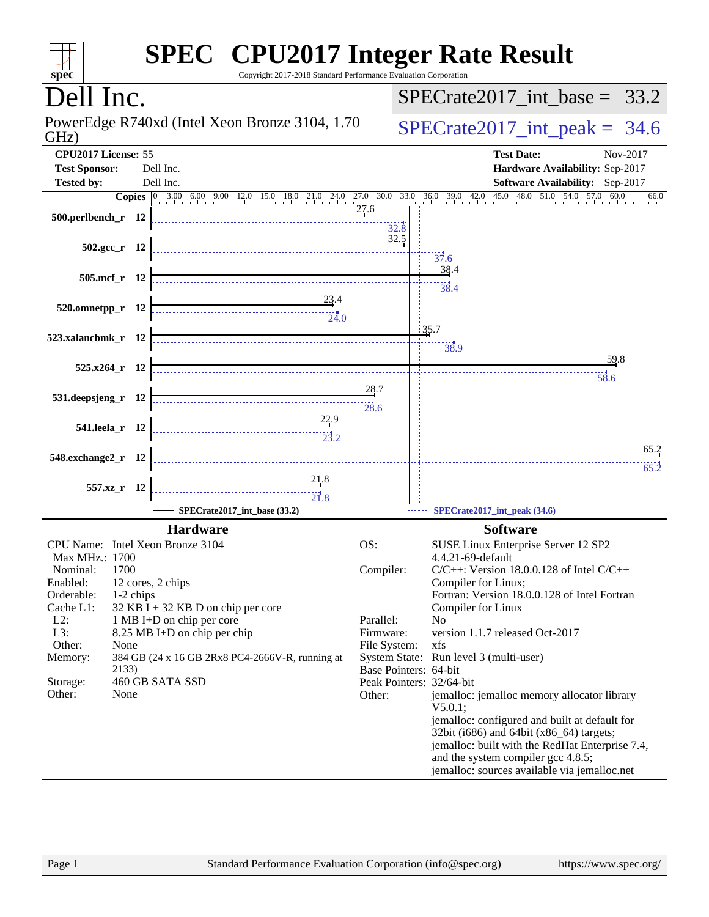# SPEC CPU2017 Integer Rate Result

Copyright 2017-2018 Standard Performance Evaluation Corporation

## Dell Inc.

PowerEdge R740xd (Intel Xeon Bronze 3104, 1.70 GHz)

SPECrate2017_int_base = 33.2

SPECrate2017_int_peak = 34.6

**CPU2017 License:** 55
**Test Sponsor:** Dell Inc.
**Tested by:** Dell Inc.

**Test Date:** Nov-2017
**Hardware Availability:** Sep-2017
**Software Availability:** Sep-2017

| Benchmark | Copies | Base | Peak |
|---|---|---|---|
| 500.perlbench_r | 12 | 27.6 | 32.8 |
| 502.gcc_r | 12 | 32.5 | 37.6 |
| 505.mcf_r | 12 | 38.4 | 38.4 |
| 520.omnetpp_r | 12 | 23.4 | 24.0 |
| 523.xalancbmk_r | 12 | 35.7 | 38.9 |
| 525.x264_r | 12 | 59.8 | 58.6 |
| 531.deepsjeng_r | 12 | 28.7 | 28.6 |
| 541.leela_r | 12 | 22.9 | 23.2 |
| 548.exchange2_r | 12 | 65.2 | 65.2 |
| 557.xz_r | 12 | 21.8 | 21.8 |

SPECrate2017_int_base (33.2) — SPECrate2017_int_peak (34.6)

## Hardware

| | |
|---|---|
| CPU Name: | Intel Xeon Bronze 3104 |
| Max MHz.: | 1700 |
| Nominal: | 1700 |
| Enabled: | 12 cores, 2 chips |
| Orderable: | 1-2 chips |
| Cache L1: | 32 KB I + 32 KB D on chip per core |
| L2: | 1 MB I+D on chip per core |
| L3: | 8.25 MB I+D on chip per chip |
| Other: | None |
| Memory: | 384 GB (24 x 16 GB 2Rx8 PC4-2666V-R, running at 2133) |
| Storage: | 460 GB SATA SSD |
| Other: | None |

## Software

| | |
|---|---|
| OS: | SUSE Linux Enterprise Server 12 SP2 4.4.21-69-default |
| Compiler: | C/C++: Version 18.0.0.128 of Intel C/C++ Compiler for Linux; Fortran: Version 18.0.0.128 of Intel Fortran Compiler for Linux |
| Parallel: | No |
| Firmware: | version 1.1.7 released Oct-2017 |
| File System: | xfs |
| System State: | Run level 3 (multi-user) |
| Base Pointers: | 64-bit |
| Peak Pointers: | 32/64-bit |
| Other: | jemalloc: jemalloc memory allocator library V5.0.1; jemalloc: configured and built at default for 32bit (i686) and 64bit (x86_64) targets; jemalloc: built with the RedHat Enterprise 7.4, and the system compiler gcc 4.8.5; jemalloc: sources available via jemalloc.net |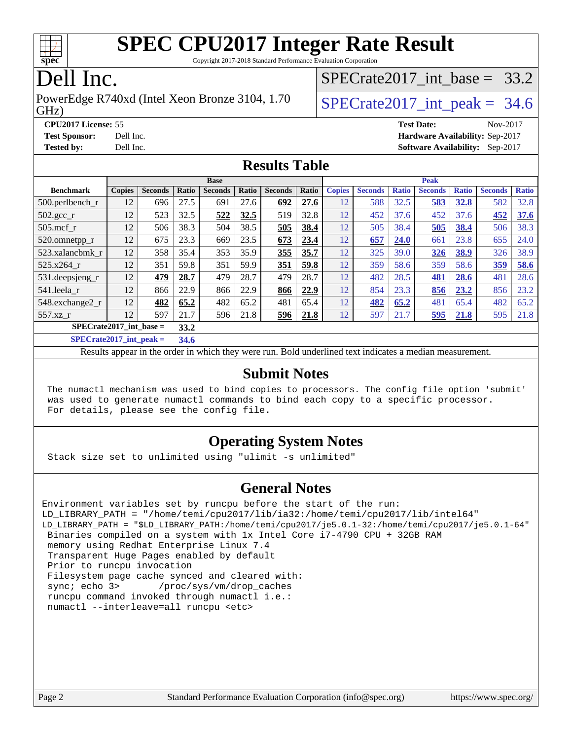# SPEC CPU2017 Integer Rate Result

Copyright 2017-2018 Standard Performance Evaluation Corporation

## Dell Inc.

PowerEdge R740xd (Intel Xeon Bronze 3104, 1.70 GHz)

SPECrate2017_int_base = 33.2

SPECrate2017_int_peak = 34.6

**CPU2017 License:** 55
**Test Sponsor:** Dell Inc.
**Tested by:** Dell Inc.

**Test Date:** Nov-2017
**Hardware Availability:** Sep-2017
**Software Availability:** Sep-2017

## Results Table

| Benchmark | Base | | | | | | | Peak | | | | | | |
|---|---|---|---|---|---|---|---|---|---|---|---|---|---|---|
| | Copies | Seconds | Ratio | Seconds | Ratio | Seconds | Ratio | Copies | Seconds | Ratio | Seconds | Ratio | Seconds | Ratio |
| 500.perlbench_r | 12 | 696 | 27.5 | 691 | 27.6 | **692** | **27.6** | 12 | 588 | 32.5 | **583** | **32.8** | 582 | 32.8 |
| 502.gcc_r | 12 | 523 | 32.5 | **522** | **32.5** | 519 | 32.8 | 12 | 452 | 37.6 | 452 | 37.6 | **452** | **37.6** |
| 505.mcf_r | 12 | 506 | 38.3 | 504 | 38.5 | **505** | **38.4** | 12 | 505 | 38.4 | **505** | **38.4** | 506 | 38.3 |
| 520.omnetpp_r | 12 | 675 | 23.3 | 669 | 23.5 | **673** | **23.4** | 12 | **657** | **24.0** | 661 | 23.8 | 655 | 24.0 |
| 523.xalancbmk_r | 12 | 358 | 35.4 | 353 | 35.9 | **355** | **35.7** | 12 | 325 | 39.0 | **326** | **38.9** | 326 | 38.9 |
| 525.x264_r | 12 | 351 | 59.8 | 351 | 59.9 | **351** | **59.8** | 12 | 359 | 58.6 | 359 | 58.6 | **359** | **58.6** |
| 531.deepsjeng_r | 12 | **479** | **28.7** | 479 | 28.7 | 479 | 28.7 | 12 | 482 | 28.5 | **481** | **28.6** | 481 | 28.6 |
| 541.leela_r | 12 | 866 | 22.9 | 866 | 22.9 | **866** | **22.9** | 12 | 854 | 23.3 | **856** | **23.2** | 856 | 23.2 |
| 548.exchange2_r | 12 | **482** | **65.2** | 482 | 65.2 | 481 | 65.4 | 12 | **482** | **65.2** | 481 | 65.4 | 482 | 65.2 |
| 557.xz_r | 12 | 597 | 21.7 | 596 | 21.8 | **596** | **21.8** | 12 | 597 | 21.7 | **595** | **21.8** | 595 | 21.8 |

SPECrate2017_int_base = **33.2**

SPECrate2017_int_peak = **34.6**

Results appear in the order in which they were run. Bold underlined text indicates a median measurement.

## Submit Notes

```
The numactl mechanism was used to bind copies to processors. The config file option 'submit'
was used to generate numactl commands to bind each copy to a specific processor.
For details, please see the config file.
```

## Operating System Notes

```
Stack size set to unlimited using "ulimit -s unlimited"
```

## General Notes

```
Environment variables set by runcpu before the start of the run:
LD_LIBRARY_PATH = "/home/temi/cpu2017/lib/ia32:/home/temi/cpu2017/lib/intel64"
LD_LIBRARY_PATH = "$LD_LIBRARY_PATH:/home/temi/cpu2017/je5.0.1-32:/home/temi/cpu2017/je5.0.1-64"
 Binaries compiled on a system with 1x Intel Core i7-4790 CPU + 32GB RAM
 memory using Redhat Enterprise Linux 7.4
 Transparent Huge Pages enabled by default
 Prior to runcpu invocation
 Filesystem page cache synced and cleared with:
 sync; echo 3>       /proc/sys/vm/drop_caches
 runcpu command invoked through numactl i.e.:
 numactl --interleave=all runcpu <etc>
```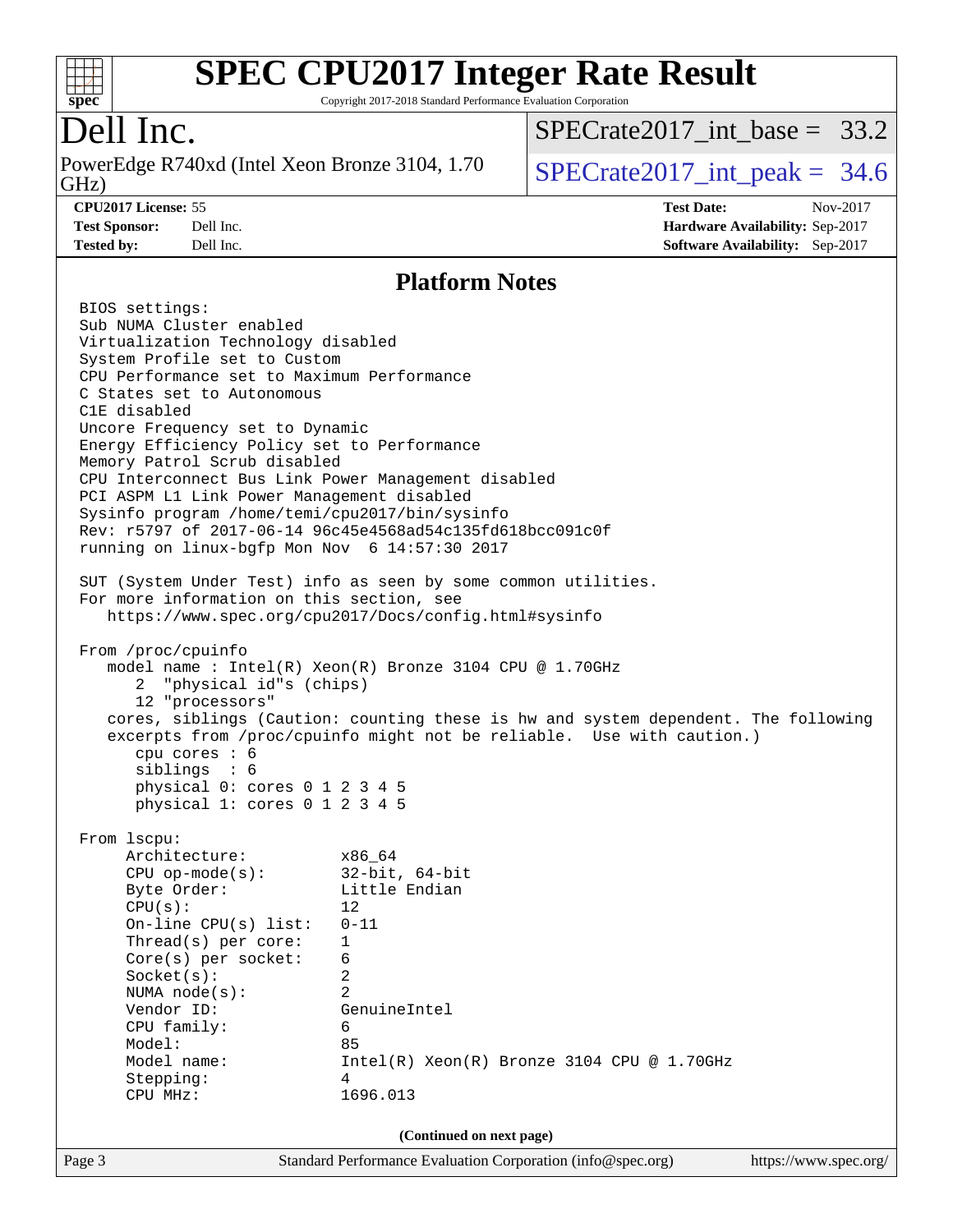# SPEC CPU2017 Integer Rate Result

Copyright 2017-2018 Standard Performance Evaluation Corporation

## Dell Inc.

PowerEdge R740xd (Intel Xeon Bronze 3104, 1.70 GHz)

SPECrate2017_int_base = 33.2

SPECrate2017_int_peak = 34.6

**CPU2017 License:** 55
**Test Sponsor:** Dell Inc.
**Tested by:** Dell Inc.

**Test Date:** Nov-2017
**Hardware Availability:** Sep-2017
**Software Availability:** Sep-2017

### Platform Notes

```
BIOS settings:
Sub NUMA Cluster enabled
Virtualization Technology disabled
System Profile set to Custom
CPU Performance set to Maximum Performance
C States set to Autonomous
C1E disabled
Uncore Frequency set to Dynamic
Energy Efficiency Policy set to Performance
Memory Patrol Scrub disabled
CPU Interconnect Bus Link Power Management disabled
PCI ASPM L1 Link Power Management disabled
Sysinfo program /home/temi/cpu2017/bin/sysinfo
Rev: r5797 of 2017-06-14 96c45e4568ad54c135fd618bcc091c0f
running on linux-bgfp Mon Nov  6 14:57:30 2017

SUT (System Under Test) info as seen by some common utilities.
For more information on this section, see
   https://www.spec.org/cpu2017/Docs/config.html#sysinfo

From /proc/cpuinfo
   model name : Intel(R) Xeon(R) Bronze 3104 CPU @ 1.70GHz
      2  "physical id"s (chips)
      12 "processors"
   cores, siblings (Caution: counting these is hw and system dependent. The following
   excerpts from /proc/cpuinfo might not be reliable.  Use with caution.)
      cpu cores : 6
      siblings  : 6
      physical 0: cores 0 1 2 3 4 5
      physical 1: cores 0 1 2 3 4 5

From lscpu:
     Architecture:          x86_64
     CPU op-mode(s):        32-bit, 64-bit
     Byte Order:            Little Endian
     CPU(s):                12
     On-line CPU(s) list:   0-11
     Thread(s) per core:    1
     Core(s) per socket:    6
     Socket(s):             2
     NUMA node(s):          2
     Vendor ID:             GenuineIntel
     CPU family:            6
     Model:                 85
     Model name:            Intel(R) Xeon(R) Bronze 3104 CPU @ 1.70GHz
     Stepping:              4
     CPU MHz:               1696.013
```

(Continued on next page)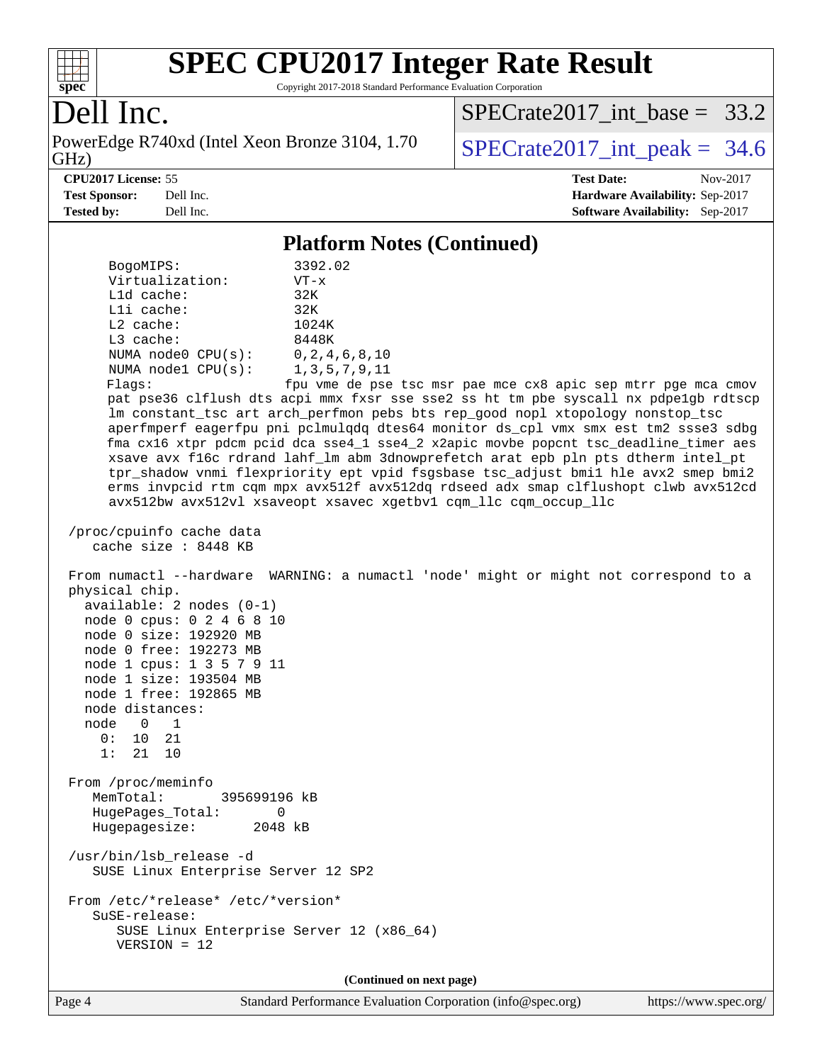# SPEC CPU2017 Integer Rate Result

Copyright 2017-2018 Standard Performance Evaluation Corporation

## Dell Inc.

PowerEdge R740xd (Intel Xeon Bronze 3104, 1.70 GHz)

SPECrate2017_int_base = 33.2

SPECrate2017_int_peak = 34.6

**CPU2017 License:** 55
**Test Sponsor:** Dell Inc.
**Tested by:** Dell Inc.
**Test Date:** Nov-2017
**Hardware Availability:** Sep-2017
**Software Availability:** Sep-2017

### Platform Notes (Continued)

```
      BogoMIPS:              3392.02
      Virtualization:        VT-x
      L1d cache:             32K
      L1i cache:             32K
      L2 cache:              1024K
      L3 cache:              8448K
      NUMA node0 CPU(s):     0,2,4,6,8,10
      NUMA node1 CPU(s):     1,3,5,7,9,11
      Flags:                 fpu vme de pse tsc msr pae mce cx8 apic sep mtrr pge mca cmov
      pat pse36 clflush dts acpi mmx fxsr sse sse2 ss ht tm pbe syscall nx pdpe1gb rdtscp
      lm constant_tsc art arch_perfmon pebs bts rep_good nopl xtopology nonstop_tsc
      aperfmperf eagerfpu pni pclmulqdq dtes64 monitor ds_cpl vmx smx est tm2 ssse3 sdbg
      fma cx16 xtpr pdcm pcid dca sse4_1 sse4_2 x2apic movbe popcnt tsc_deadline_timer aes
      xsave avx f16c rdrand lahf_lm abm 3dnowprefetch arat epb pln pts dtherm intel_pt
      tpr_shadow vnmi flexpriority ept vpid fsgsbase tsc_adjust bmi1 hle avx2 smep bmi2
      erms invpcid rtm cqm mpx avx512f avx512dq rdseed adx smap clflushopt clwb avx512cd
      avx512bw avx512vl xsaveopt xsavec xgetbv1 cqm_llc cqm_occup_llc

 /proc/cpuinfo cache data
    cache size : 8448 KB

 From numactl --hardware  WARNING: a numactl 'node' might or might not correspond to a
 physical chip.
   available: 2 nodes (0-1)
   node 0 cpus: 0 2 4 6 8 10
   node 0 size: 192920 MB
   node 0 free: 192273 MB
   node 1 cpus: 1 3 5 7 9 11
   node 1 size: 193504 MB
   node 1 free: 192865 MB
   node distances:
   node   0   1
     0:  10  21
     1:  21  10

 From /proc/meminfo
    MemTotal:       395699196 kB
    HugePages_Total:       0
    Hugepagesize:       2048 kB

 /usr/bin/lsb_release -d
    SUSE Linux Enterprise Server 12 SP2

 From /etc/*release* /etc/*version*
    SuSE-release:
       SUSE Linux Enterprise Server 12 (x86_64)
       VERSION = 12
```

(Continued on next page)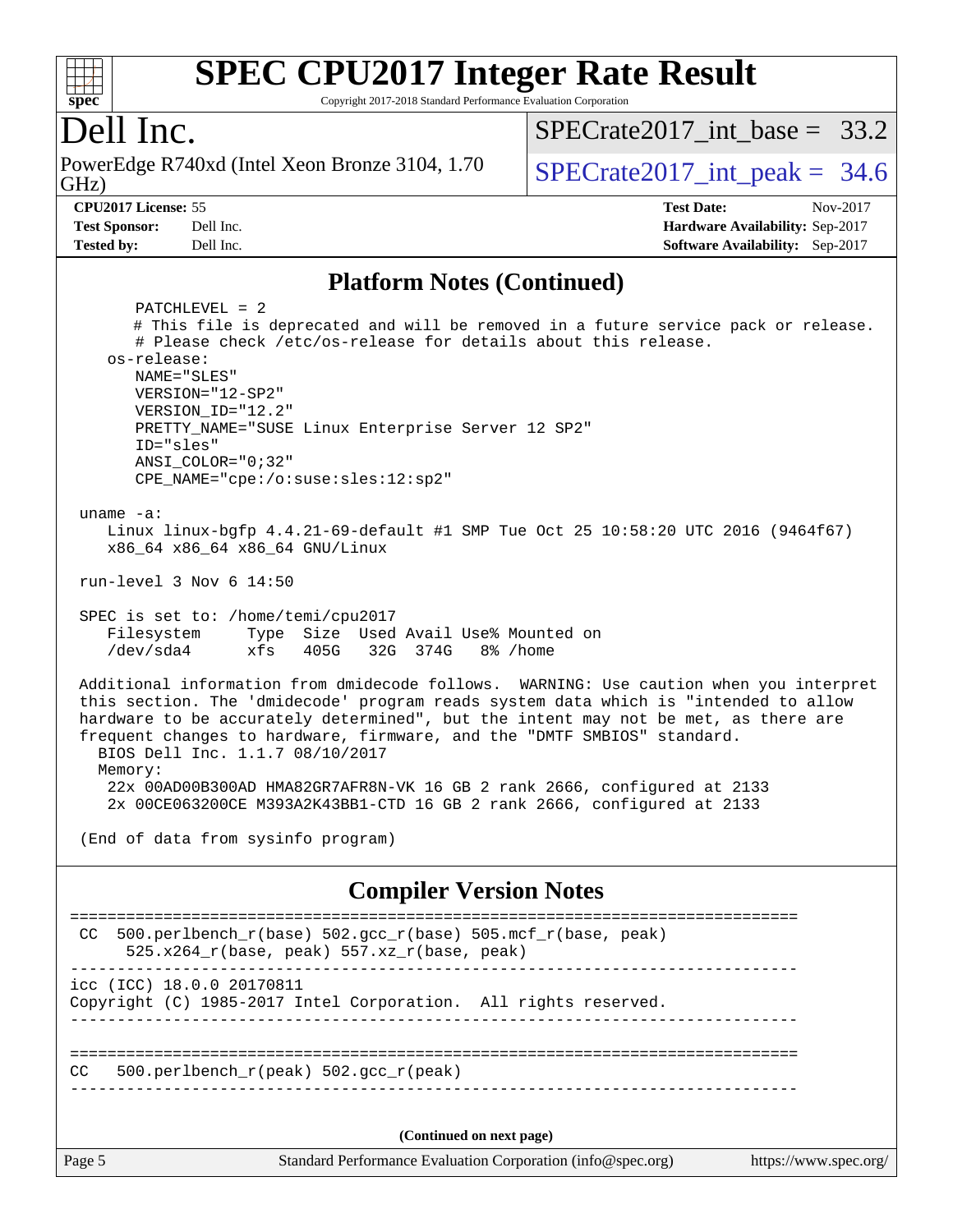## Platform Notes (Continued)

```
      PATCHLEVEL = 2
      # This file is deprecated and will be removed in a future service pack or release.
      # Please check /etc/os-release for details about this release.
   os-release:
      NAME="SLES"
      VERSION="12-SP2"
      VERSION_ID="12.2"
      PRETTY_NAME="SUSE Linux Enterprise Server 12 SP2"
      ID="sles"
      ANSI_COLOR="0;32"
      CPE_NAME="cpe:/o:suse:sles:12:sp2"

 uname -a:
    Linux linux-bgfp 4.4.21-69-default #1 SMP Tue Oct 25 10:58:20 UTC 2016 (9464f67)
    x86_64 x86_64 x86_64 GNU/Linux

 run-level 3 Nov 6 14:50

 SPEC is set to: /home/temi/cpu2017
    Filesystem     Type  Size  Used Avail Use% Mounted on
    /dev/sda4      xfs   405G   32G  374G   8% /home

 Additional information from dmidecode follows.  WARNING: Use caution when you interpret
 this section. The 'dmidecode' program reads system data which is "intended to allow
 hardware to be accurately determined", but the intent may not be met, as there are
 frequent changes to hardware, firmware, and the "DMTF SMBIOS" standard.
   BIOS Dell Inc. 1.1.7 08/10/2017
   Memory:
    22x 00AD00B300AD HMA82GR7AFR8N-VK 16 GB 2 rank 2666, configured at 2133
    2x 00CE063200CE M393A2K43BB1-CTD 16 GB 2 rank 2666, configured at 2133

 (End of data from sysinfo program)
```

## Compiler Version Notes

```
==============================================================================
 CC  500.perlbench_r(base) 502.gcc_r(base) 505.mcf_r(base, peak)
      525.x264_r(base, peak) 557.xz_r(base, peak)
------------------------------------------------------------------------------
icc (ICC) 18.0.0 20170811
Copyright (C) 1985-2017 Intel Corporation.  All rights reserved.
------------------------------------------------------------------------------

==============================================================================
CC   500.perlbench_r(peak) 502.gcc_r(peak)
------------------------------------------------------------------------------
```

(Continued on next page)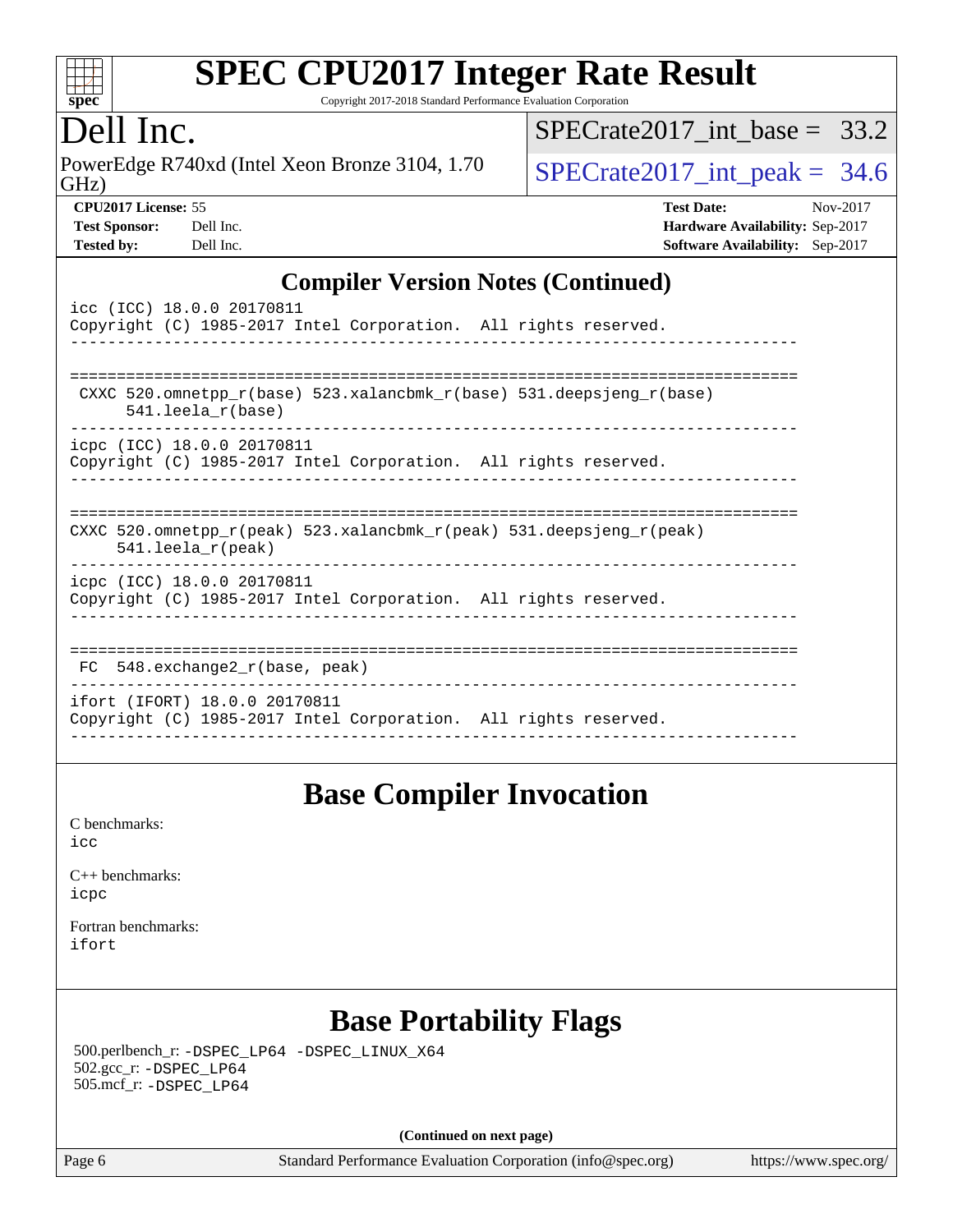## Compiler Version Notes (Continued)

```
icc (ICC) 18.0.0 20170811
Copyright (C) 1985-2017 Intel Corporation.  All rights reserved.
------------------------------------------------------------------------------

==============================================================================
 CXXC 520.omnetpp_r(base) 523.xalancbmk_r(base) 531.deepsjeng_r(base)
       541.leela_r(base)
------------------------------------------------------------------------------
icpc (ICC) 18.0.0 20170811
Copyright (C) 1985-2017 Intel Corporation.  All rights reserved.
------------------------------------------------------------------------------

==============================================================================
CXXC 520.omnetpp_r(peak) 523.xalancbmk_r(peak) 531.deepsjeng_r(peak)
      541.leela_r(peak)
------------------------------------------------------------------------------
icpc (ICC) 18.0.0 20170811
Copyright (C) 1985-2017 Intel Corporation.  All rights reserved.
------------------------------------------------------------------------------

==============================================================================
 FC  548.exchange2_r(base, peak)
------------------------------------------------------------------------------
ifort (IFORT) 18.0.0 20170811
Copyright (C) 1985-2017 Intel Corporation.  All rights reserved.
------------------------------------------------------------------------------
```

## Base Compiler Invocation

C benchmarks:
icc

C++ benchmarks:
icpc

Fortran benchmarks:
ifort

## Base Portability Flags

500.perlbench_r: -DSPEC_LP64 -DSPEC_LINUX_X64
502.gcc_r: -DSPEC_LP64
505.mcf_r: -DSPEC_LP64

**(Continued on next page)**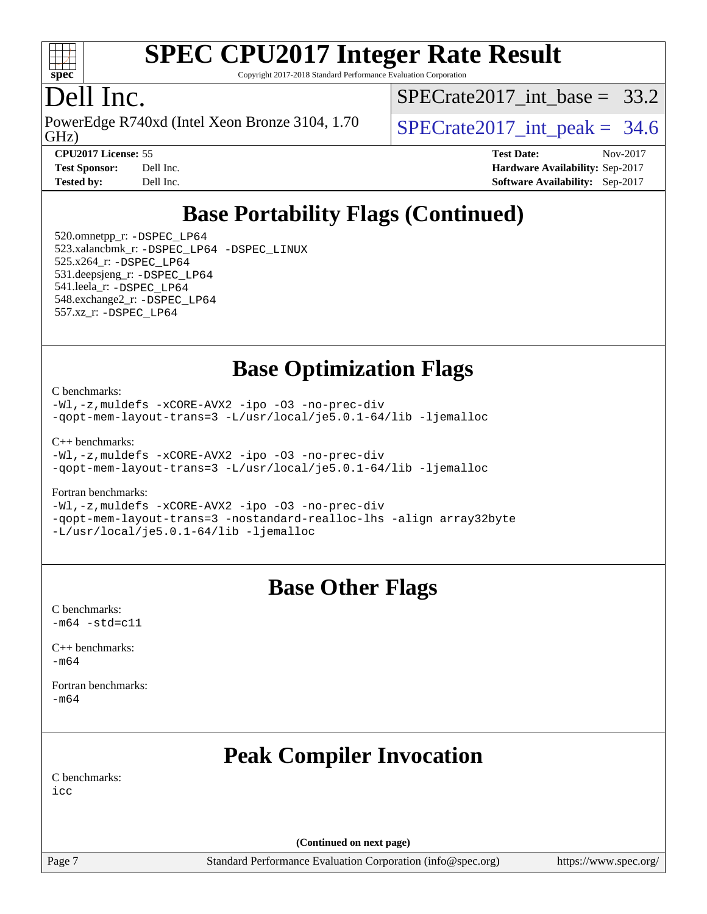## Base Portability Flags (Continued)

520.omnetpp_r: `-DSPEC_LP64`
523.xalancbmk_r: `-DSPEC_LP64 -DSPEC_LINUX`
525.x264_r: `-DSPEC_LP64`
531.deepsjeng_r: `-DSPEC_LP64`
541.leela_r: `-DSPEC_LP64`
548.exchange2_r: `-DSPEC_LP64`
557.xz_r: `-DSPEC_LP64`

## Base Optimization Flags

C benchmarks:
```
-Wl,-z,muldefs -xCORE-AVX2 -ipo -O3 -no-prec-div
-qopt-mem-layout-trans=3 -L/usr/local/je5.0.1-64/lib -ljemalloc
```

C++ benchmarks:
```
-Wl,-z,muldefs -xCORE-AVX2 -ipo -O3 -no-prec-div
-qopt-mem-layout-trans=3 -L/usr/local/je5.0.1-64/lib -ljemalloc
```

Fortran benchmarks:
```
-Wl,-z,muldefs -xCORE-AVX2 -ipo -O3 -no-prec-div
-qopt-mem-layout-trans=3 -nostandard-realloc-lhs -align array32byte
-L/usr/local/je5.0.1-64/lib -ljemalloc
```

## Base Other Flags

C benchmarks:
```
-m64 -std=c11
```

C++ benchmarks:
```
-m64
```

Fortran benchmarks:
```
-m64
```

## Peak Compiler Invocation

C benchmarks:
```
icc
```

(Continued on next page)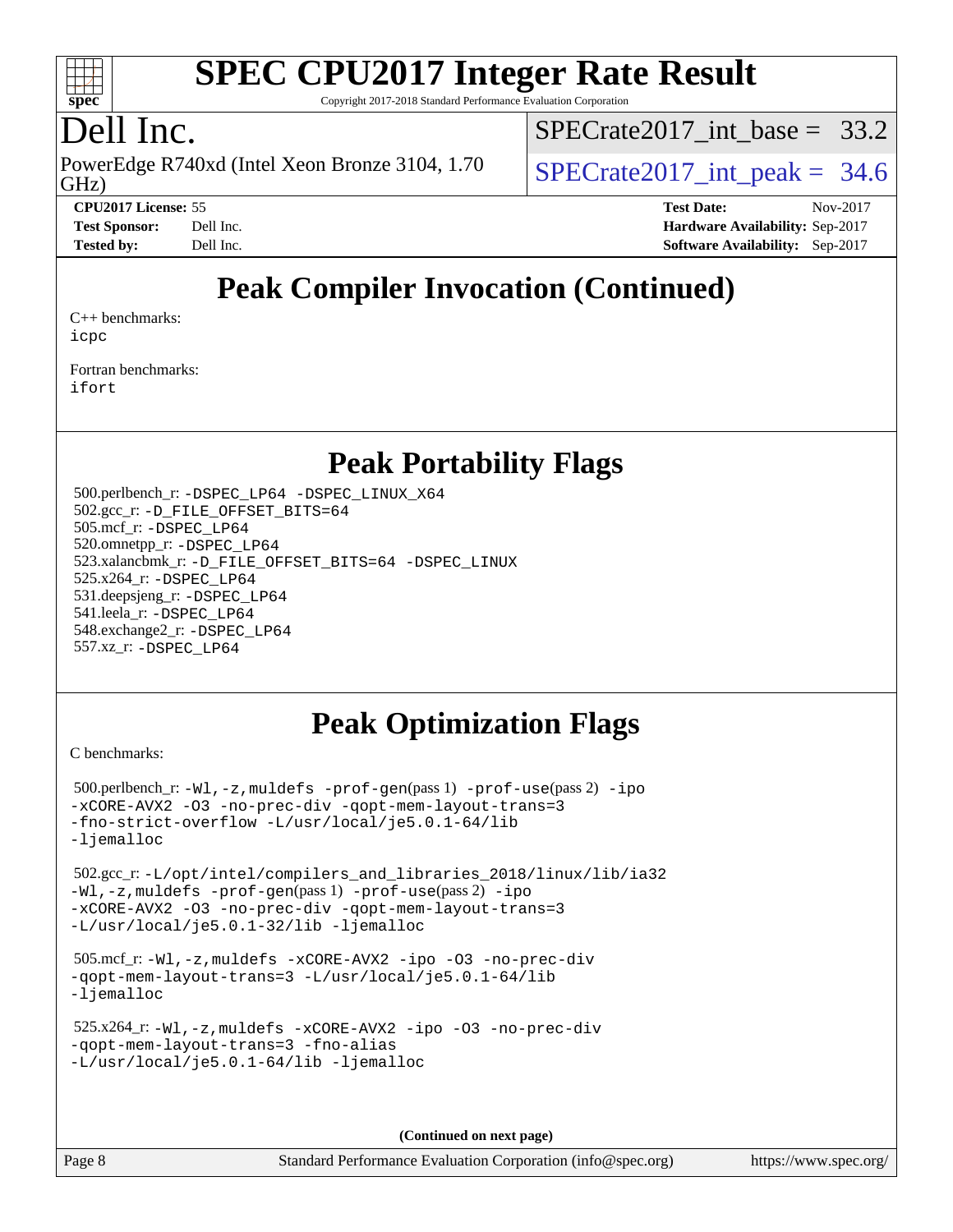# Peak Compiler Invocation (Continued)

C++ benchmarks:
icpc

Fortran benchmarks:
ifort

# Peak Portability Flags

500.perlbench_r: -DSPEC_LP64 -DSPEC_LINUX_X64
502.gcc_r: -D_FILE_OFFSET_BITS=64
505.mcf_r: -DSPEC_LP64
520.omnetpp_r: -DSPEC_LP64
523.xalancbmk_r: -D_FILE_OFFSET_BITS=64 -DSPEC_LINUX
525.x264_r: -DSPEC_LP64
531.deepsjeng_r: -DSPEC_LP64
541.leela_r: -DSPEC_LP64
548.exchange2_r: -DSPEC_LP64
557.xz_r: -DSPEC_LP64

# Peak Optimization Flags

C benchmarks:

500.perlbench_r: -Wl,-z,muldefs -prof-gen(pass 1) -prof-use(pass 2) -ipo -xCORE-AVX2 -O3 -no-prec-div -qopt-mem-layout-trans=3 -fno-strict-overflow -L/usr/local/je5.0.1-64/lib -ljemalloc

502.gcc_r: -L/opt/intel/compilers_and_libraries_2018/linux/lib/ia32 -Wl,-z,muldefs -prof-gen(pass 1) -prof-use(pass 2) -ipo -xCORE-AVX2 -O3 -no-prec-div -qopt-mem-layout-trans=3 -L/usr/local/je5.0.1-32/lib -ljemalloc

505.mcf_r: -Wl,-z,muldefs -xCORE-AVX2 -ipo -O3 -no-prec-div -qopt-mem-layout-trans=3 -L/usr/local/je5.0.1-64/lib -ljemalloc

525.x264_r: -Wl,-z,muldefs -xCORE-AVX2 -ipo -O3 -no-prec-div -qopt-mem-layout-trans=3 -fno-alias -L/usr/local/je5.0.1-64/lib -ljemalloc

**(Continued on next page)**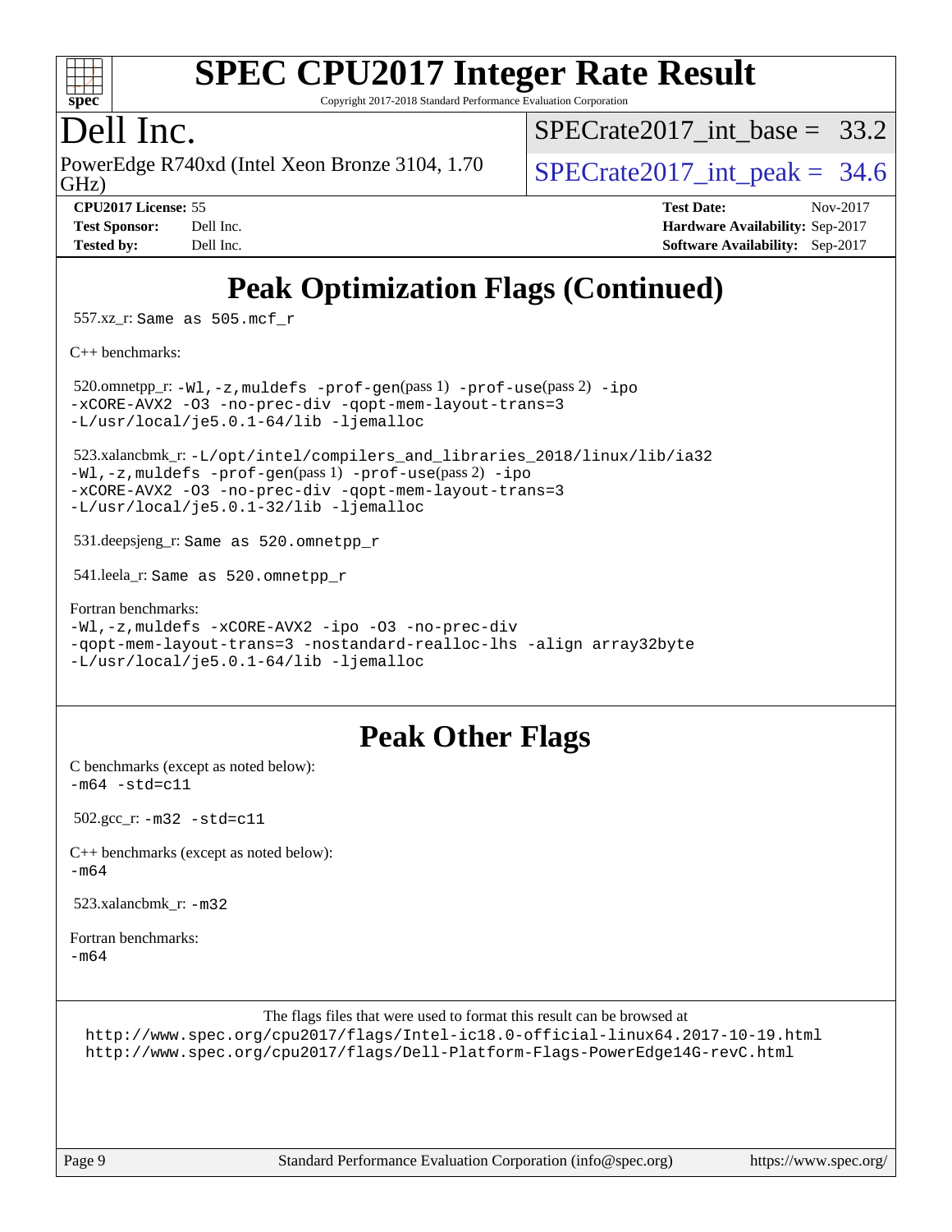# SPEC CPU2017 Integer Rate Result

Copyright 2017-2018 Standard Performance Evaluation Corporation

## Dell Inc.

PowerEdge R740xd (Intel Xeon Bronze 3104, 1.70 GHz)

SPECrate2017_int_base = 33.2

SPECrate2017_int_peak = 34.6

**CPU2017 License:** 55
**Test Sponsor:** Dell Inc.
**Tested by:** Dell Inc.

**Test Date:** Nov-2017
**Hardware Availability:** Sep-2017
**Software Availability:** Sep-2017

# Peak Optimization Flags (Continued)

557.xz_r: `Same as 505.mcf_r`

C++ benchmarks:

520.omnetpp_r: `-Wl,-z,muldefs -prof-gen`(pass 1) `-prof-use`(pass 2) `-ipo -xCORE-AVX2 -O3 -no-prec-div -qopt-mem-layout-trans=3 -L/usr/local/je5.0.1-64/lib -ljemalloc`

523.xalancbmk_r: `-L/opt/intel/compilers_and_libraries_2018/linux/lib/ia32 -Wl,-z,muldefs -prof-gen`(pass 1) `-prof-use`(pass 2) `-ipo -xCORE-AVX2 -O3 -no-prec-div -qopt-mem-layout-trans=3 -L/usr/local/je5.0.1-32/lib -ljemalloc`

531.deepsjeng_r: `Same as 520.omnetpp_r`

541.leela_r: `Same as 520.omnetpp_r`

Fortran benchmarks:

```
-Wl,-z,muldefs -xCORE-AVX2 -ipo -O3 -no-prec-div
-qopt-mem-layout-trans=3 -nostandard-realloc-lhs -align array32byte
-L/usr/local/je5.0.1-64/lib -ljemalloc
```

# Peak Other Flags

C benchmarks (except as noted below):
`-m64 -std=c11`

502.gcc_r: `-m32 -std=c11`

C++ benchmarks (except as noted below):
`-m64`

523.xalancbmk_r: `-m32`

Fortran benchmarks:
`-m64`

The flags files that were used to format this result can be browsed at
http://www.spec.org/cpu2017/flags/Intel-ic18.0-official-linux64.2017-10-19.html
http://www.spec.org/cpu2017/flags/Dell-Platform-Flags-PowerEdge14G-revC.html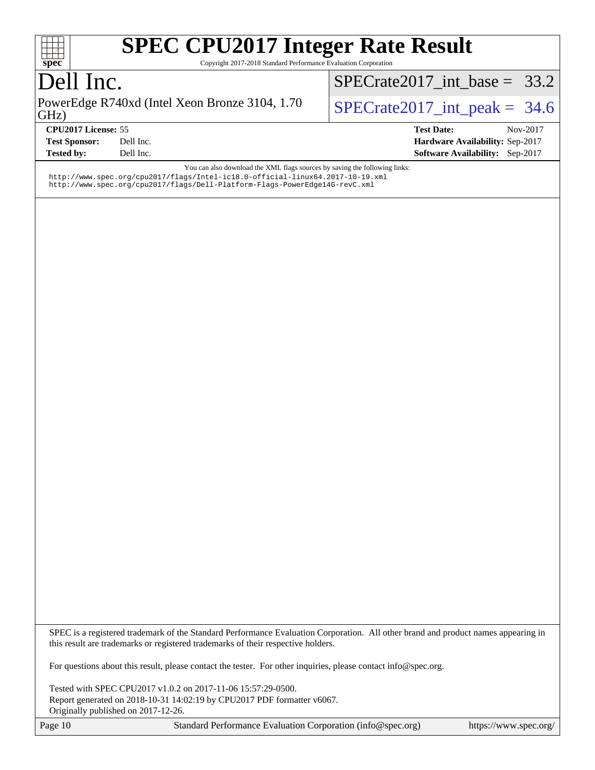# SPEC CPU2017 Integer Rate Result

Copyright 2017-2018 Standard Performance Evaluation Corporation

# Dell Inc.

PowerEdge R740xd (Intel Xeon Bronze 3104, 1.70 GHz)

SPECrate2017_int_base = 33.2

SPECrate2017_int_peak = 34.6

**CPU2017 License:** 55
**Test Sponsor:** Dell Inc.
**Tested by:** Dell Inc.

**Test Date:** Nov-2017
**Hardware Availability:** Sep-2017
**Software Availability:** Sep-2017

You can also download the XML flags sources by saving the following links:
http://www.spec.org/cpu2017/flags/Intel-ic18.0-official-linux64.2017-10-19.xml
http://www.spec.org/cpu2017/flags/Dell-Platform-Flags-PowerEdge14G-revC.xml

SPEC is a registered trademark of the Standard Performance Evaluation Corporation. All other brand and product names appearing in this result are trademarks or registered trademarks of their respective holders.

For questions about this result, please contact the tester. For other inquiries, please contact info@spec.org.

Tested with SPEC CPU2017 v1.0.2 on 2017-11-06 15:57:29-0500.
Report generated on 2018-10-31 14:02:19 by CPU2017 PDF formatter v6067.
Originally published on 2017-12-26.